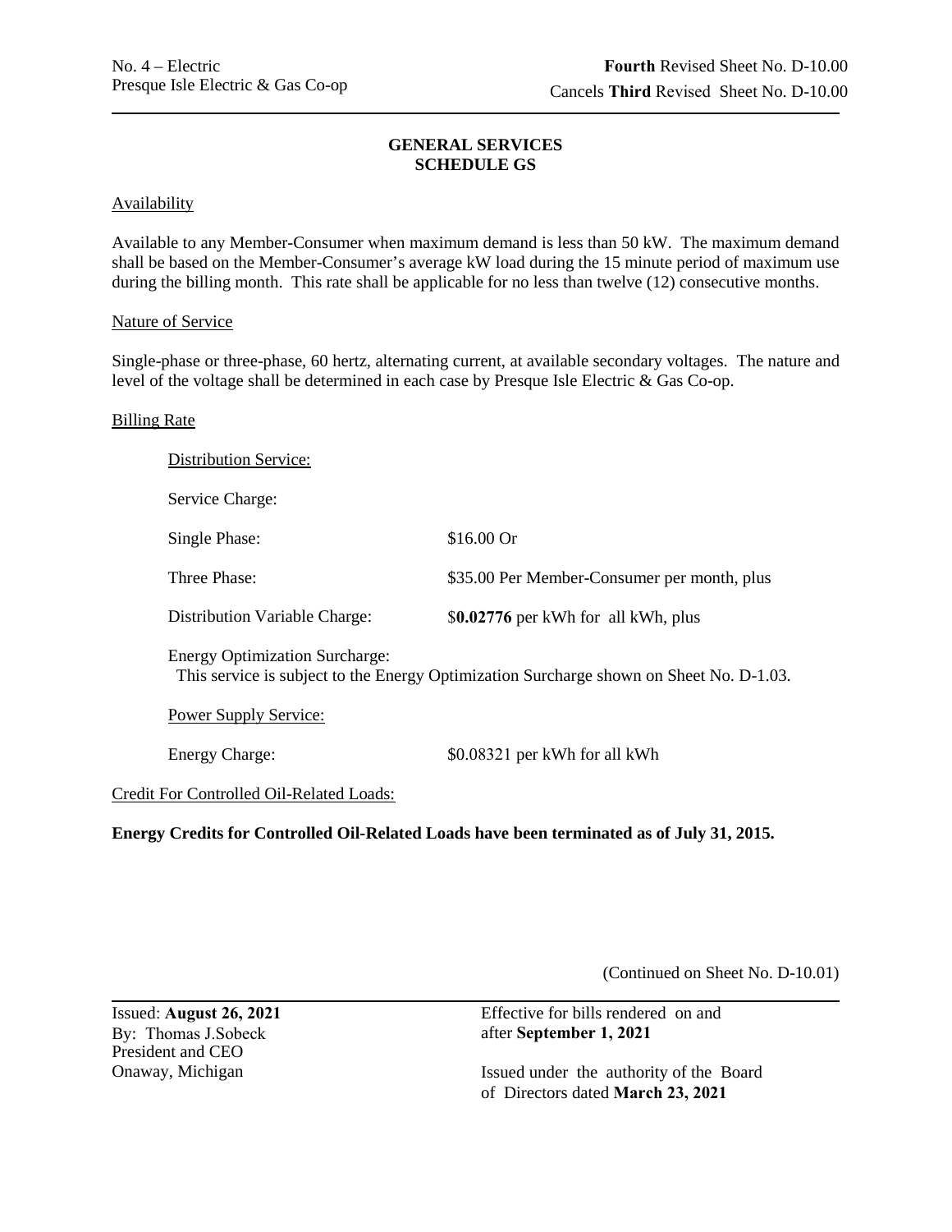No. 4 – Electric
Presque Isle Electric & Gas Co-op

**Fourth** Revised Sheet No. D-10.00
Cancels **Third** Revised Sheet No. D-10.00

## GENERAL SERVICES
## SCHEDULE GS

Availability

Available to any Member-Consumer when maximum demand is less than 50 kW. The maximum demand shall be based on the Member-Consumer's average kW load during the 15 minute period of maximum use during the billing month. This rate shall be applicable for no less than twelve (12) consecutive months.

Nature of Service

Single-phase or three-phase, 60 hertz, alternating current, at available secondary voltages. The nature and level of the voltage shall be determined in each case by Presque Isle Electric & Gas Co-op.

Billing Rate

Distribution Service:

Service Charge:

| | |
|---|---|
| Single Phase: | $16.00 Or |
| Three Phase: | $35.00 Per Member-Consumer per month, plus |
| Distribution Variable Charge: | $**0.02776** per kWh for all kWh, plus |

Energy Optimization Surcharge:
This service is subject to the Energy Optimization Surcharge shown on Sheet No. D-1.03.

Power Supply Service:

| | |
|---|---|
| Energy Charge: | $0.08321 per kWh for all kWh |

Credit For Controlled Oil-Related Loads:

**Energy Credits for Controlled Oil-Related Loads have been terminated as of July 31, 2015.**

(Continued on Sheet No. D-10.01)

Issued: **August 26, 2021**
By: Thomas J.Sobeck
President and CEO
Onaway, Michigan

Effective for bills rendered on and after **September 1, 2021**

Issued under the authority of the Board of Directors dated **March 23, 2021**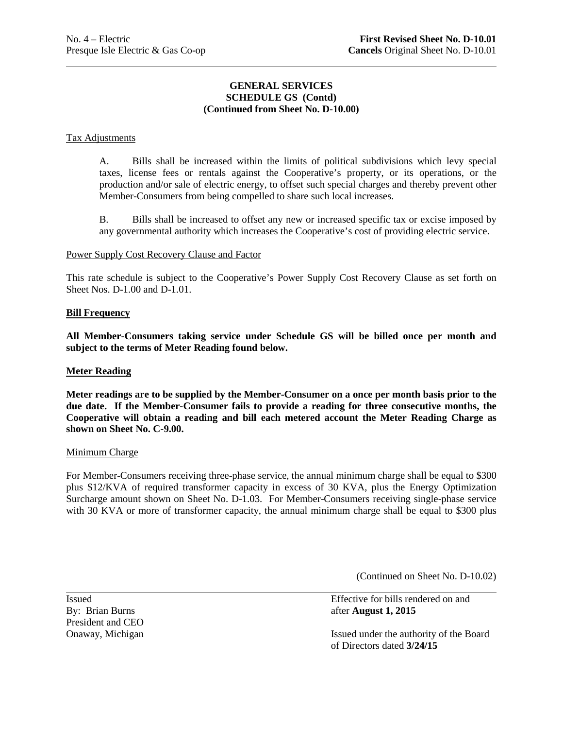No. 4 – Electric
Presque Isle Electric & Gas Co-op

**First Revised Sheet No. D-10.01**
**Cancels** Original Sheet No. D-10.01

**GENERAL SERVICES**
**SCHEDULE GS (Contd)**
**(Continued from Sheet No. D-10.00)**

Tax Adjustments

A. Bills shall be increased within the limits of political subdivisions which levy special taxes, license fees or rentals against the Cooperative's property, or its operations, or the production and/or sale of electric energy, to offset such special charges and thereby prevent other Member-Consumers from being compelled to share such local increases.

B. Bills shall be increased to offset any new or increased specific tax or excise imposed by any governmental authority which increases the Cooperative's cost of providing electric service.

Power Supply Cost Recovery Clause and Factor

This rate schedule is subject to the Cooperative's Power Supply Cost Recovery Clause as set forth on Sheet Nos. D-1.00 and D-1.01.

**Bill Frequency**

**All Member-Consumers taking service under Schedule GS will be billed once per month and subject to the terms of Meter Reading found below.**

**Meter Reading**

**Meter readings are to be supplied by the Member-Consumer on a once per month basis prior to the due date. If the Member-Consumer fails to provide a reading for three consecutive months, the Cooperative will obtain a reading and bill each metered account the Meter Reading Charge as shown on Sheet No. C-9.00.**

Minimum Charge

For Member-Consumers receiving three-phase service, the annual minimum charge shall be equal to $300 plus $12/KVA of required transformer capacity in excess of 30 KVA, plus the Energy Optimization Surcharge amount shown on Sheet No. D-1.03. For Member-Consumers receiving single-phase service with 30 KVA or more of transformer capacity, the annual minimum charge shall be equal to $300 plus

(Continued on Sheet No. D-10.02)

Issued
By: Brian Burns
President and CEO
Onaway, Michigan

Effective for bills rendered on and after **August 1, 2015**

Issued under the authority of the Board of Directors dated **3/24/15**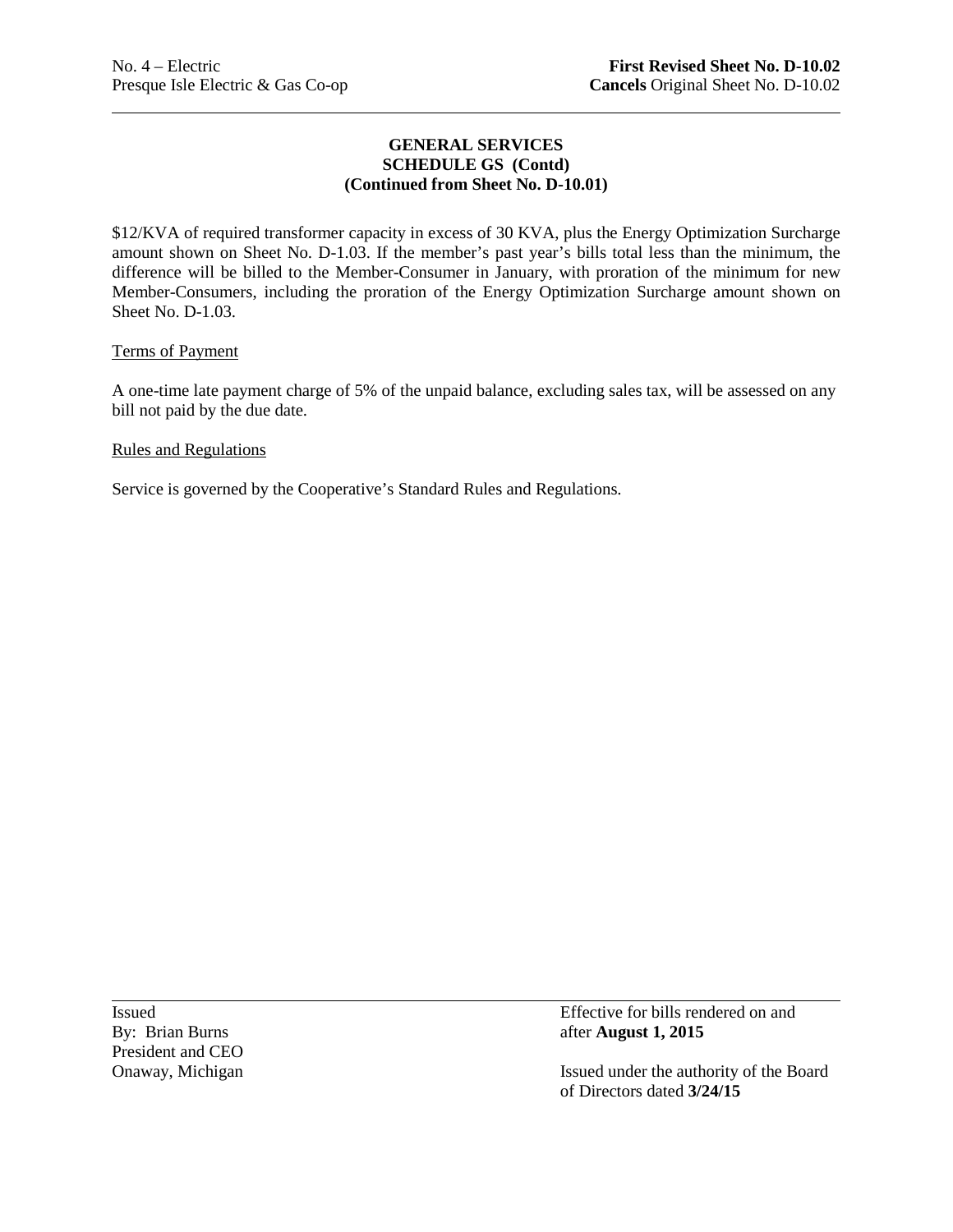**GENERAL SERVICES**
**SCHEDULE GS (Contd)**
**(Continued from Sheet No. D-10.01)**

$12/KVA of required transformer capacity in excess of 30 KVA, plus the Energy Optimization Surcharge amount shown on Sheet No. D-1.03. If the member's past year's bills total less than the minimum, the difference will be billed to the Member-Consumer in January, with proration of the minimum for new Member-Consumers, including the proration of the Energy Optimization Surcharge amount shown on Sheet No. D-1.03.

<u>Terms of Payment</u>

A one-time late payment charge of 5% of the unpaid balance, excluding sales tax, will be assessed on any bill not paid by the due date.

<u>Rules and Regulations</u>

Service is governed by the Cooperative's Standard Rules and Regulations.

Issued
By: Brian Burns
President and CEO
Onaway, Michigan

Effective for bills rendered on and after **August 1, 2015**

Issued under the authority of the Board of Directors dated **3/24/15**